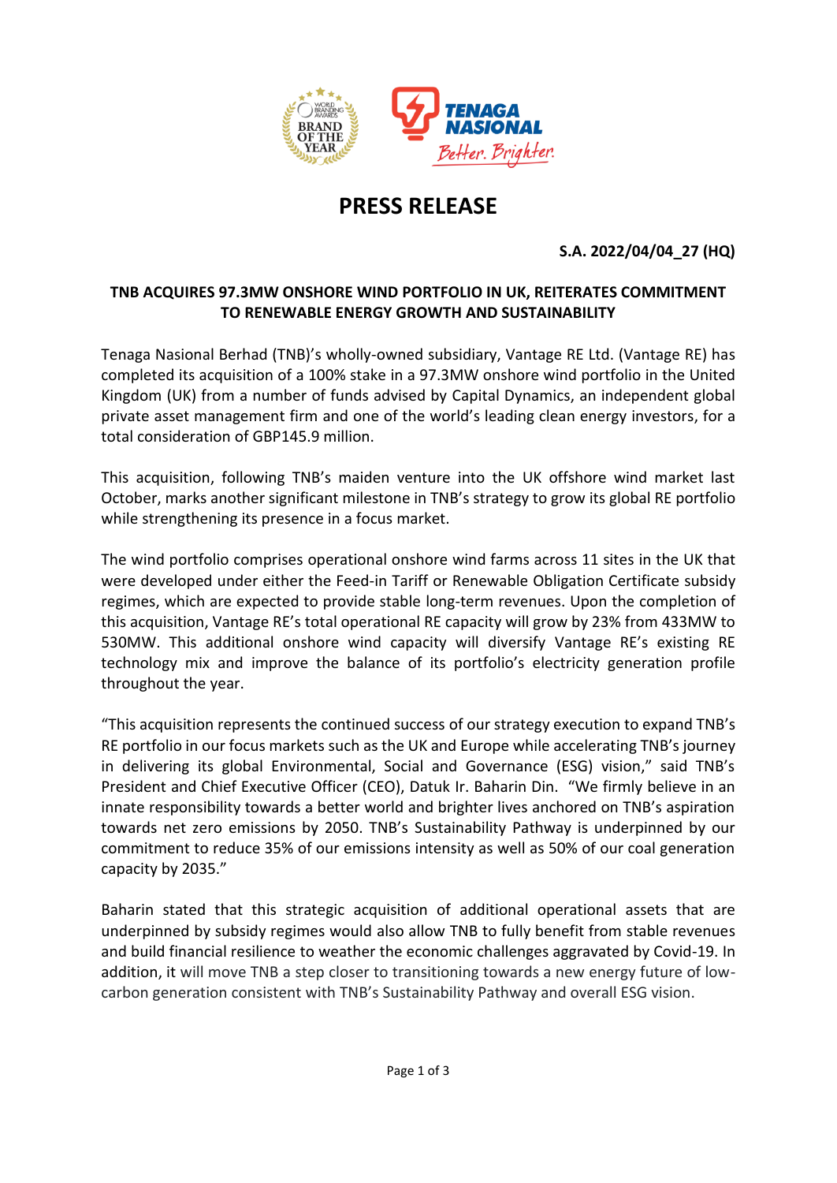# PRESS RELEASE

**S.A. 2022/04/04_27 (HQ)**

**TNB ACQUIRES 97.3MW ONSHORE WIND PORTFOLIO IN UK, REITERATES COMMITMENT TO RENEWABLE ENERGY GROWTH AND SUSTAINABILITY**

Tenaga Nasional Berhad (TNB)'s wholly-owned subsidiary, Vantage RE Ltd. (Vantage RE) has completed its acquisition of a 100% stake in a 97.3MW onshore wind portfolio in the United Kingdom (UK) from a number of funds advised by Capital Dynamics, an independent global private asset management firm and one of the world's leading clean energy investors, for a total consideration of GBP145.9 million.

This acquisition, following TNB's maiden venture into the UK offshore wind market last October, marks another significant milestone in TNB's strategy to grow its global RE portfolio while strengthening its presence in a focus market.

The wind portfolio comprises operational onshore wind farms across 11 sites in the UK that were developed under either the Feed-in Tariff or Renewable Obligation Certificate subsidy regimes, which are expected to provide stable long-term revenues. Upon the completion of this acquisition, Vantage RE's total operational RE capacity will grow by 23% from 433MW to 530MW. This additional onshore wind capacity will diversify Vantage RE's existing RE technology mix and improve the balance of its portfolio's electricity generation profile throughout the year.

"This acquisition represents the continued success of our strategy execution to expand TNB's RE portfolio in our focus markets such as the UK and Europe while accelerating TNB's journey in delivering its global Environmental, Social and Governance (ESG) vision," said TNB's President and Chief Executive Officer (CEO), Datuk Ir. Baharin Din. "We firmly believe in an innate responsibility towards a better world and brighter lives anchored on TNB's aspiration towards net zero emissions by 2050. TNB's Sustainability Pathway is underpinned by our commitment to reduce 35% of our emissions intensity as well as 50% of our coal generation capacity by 2035."

Baharin stated that this strategic acquisition of additional operational assets that are underpinned by subsidy regimes would also allow TNB to fully benefit from stable revenues and build financial resilience to weather the economic challenges aggravated by Covid-19. In addition, it will move TNB a step closer to transitioning towards a new energy future of low-carbon generation consistent with TNB's Sustainability Pathway and overall ESG vision.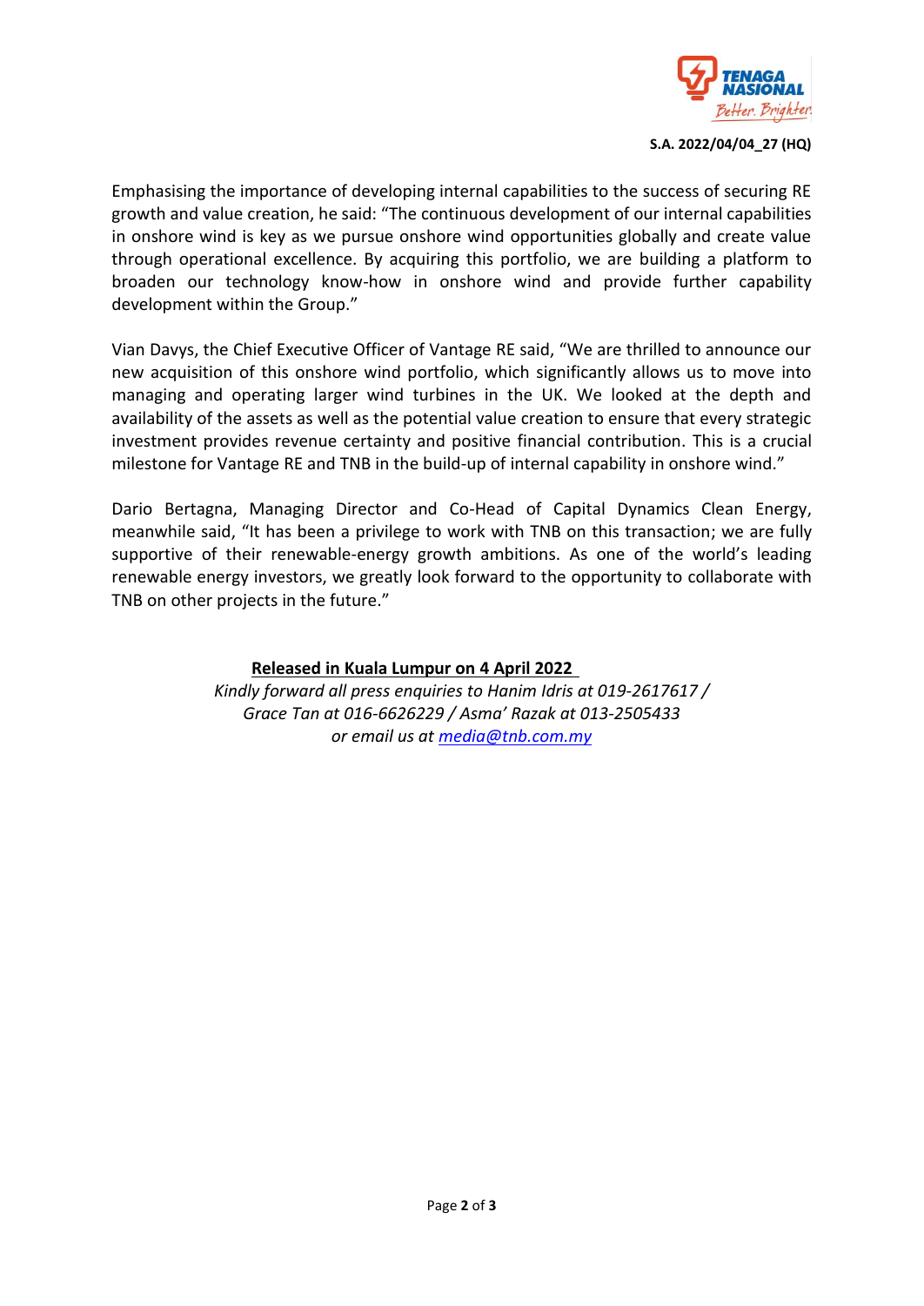S.A. 2022/04/04_27 (HQ)

Emphasising the importance of developing internal capabilities to the success of securing RE growth and value creation, he said: "The continuous development of our internal capabilities in onshore wind is key as we pursue onshore wind opportunities globally and create value through operational excellence. By acquiring this portfolio, we are building a platform to broaden our technology know-how in onshore wind and provide further capability development within the Group."

Vian Davys, the Chief Executive Officer of Vantage RE said, "We are thrilled to announce our new acquisition of this onshore wind portfolio, which significantly allows us to move into managing and operating larger wind turbines in the UK. We looked at the depth and availability of the assets as well as the potential value creation to ensure that every strategic investment provides revenue certainty and positive financial contribution. This is a crucial milestone for Vantage RE and TNB in the build-up of internal capability in onshore wind."

Dario Bertagna, Managing Director and Co-Head of Capital Dynamics Clean Energy, meanwhile said, "It has been a privilege to work with TNB on this transaction; we are fully supportive of their renewable-energy growth ambitions. As one of the world's leading renewable energy investors, we greatly look forward to the opportunity to collaborate with TNB on other projects in the future."

**Released in Kuala Lumpur on 4 April 2022**

*Kindly forward all press enquiries to Hanim Idris at 019-2617617 / Grace Tan at 016-6626229 / Asma' Razak at 013-2505433 or email us at media@tnb.com.my*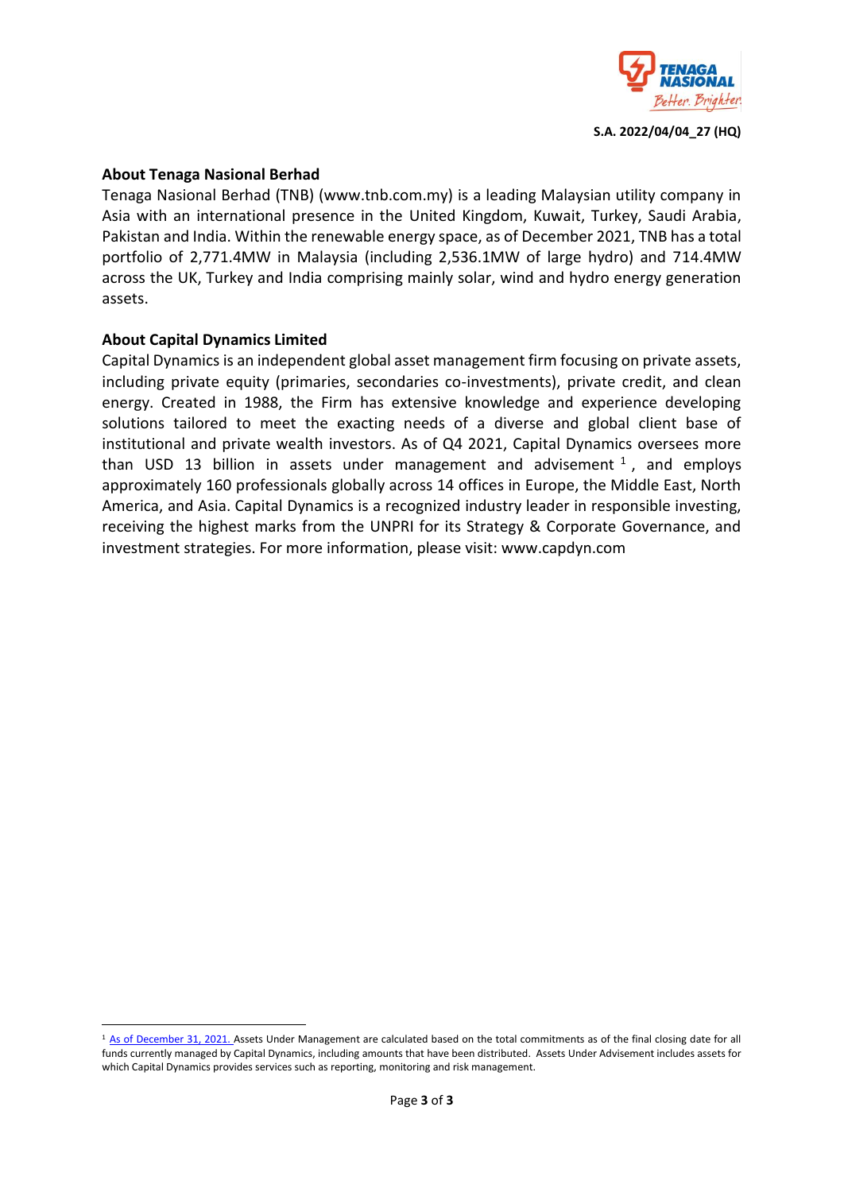S.A. 2022/04/04_27 (HQ)

**About Tenaga Nasional Berhad**

Tenaga Nasional Berhad (TNB) (www.tnb.com.my) is a leading Malaysian utility company in Asia with an international presence in the United Kingdom, Kuwait, Turkey, Saudi Arabia, Pakistan and India. Within the renewable energy space, as of December 2021, TNB has a total portfolio of 2,771.4MW in Malaysia (including 2,536.1MW of large hydro) and 714.4MW across the UK, Turkey and India comprising mainly solar, wind and hydro energy generation assets.

**About Capital Dynamics Limited**

Capital Dynamics is an independent global asset management firm focusing on private assets, including private equity (primaries, secondaries co-investments), private credit, and clean energy. Created in 1988, the Firm has extensive knowledge and experience developing solutions tailored to meet the exacting needs of a diverse and global client base of institutional and private wealth investors. As of Q4 2021, Capital Dynamics oversees more than USD 13 billion in assets under management and advisement [1], and employs approximately 160 professionals globally across 14 offices in Europe, the Middle East, North America, and Asia. Capital Dynamics is a recognized industry leader in responsible investing, receiving the highest marks from the UNPRI for its Strategy & Corporate Governance, and investment strategies. For more information, please visit: www.capdyn.com

---

[1] As of December 31, 2021. Assets Under Management are calculated based on the total commitments as of the final closing date for all funds currently managed by Capital Dynamics, including amounts that have been distributed. Assets Under Advisement includes assets for which Capital Dynamics provides services such as reporting, monitoring and risk management.